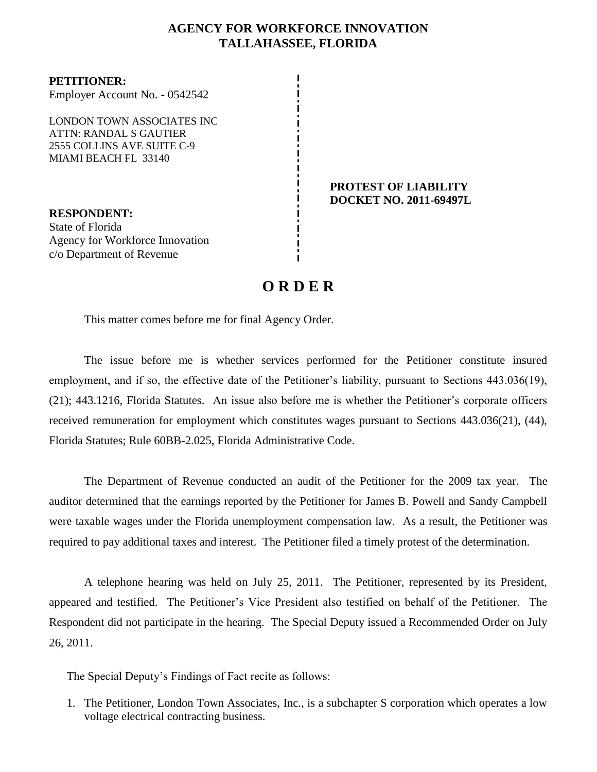**AGENCY FOR WORKFORCE INNOVATION**
**TALLAHASSEE, FLORIDA**

**PETITIONER:**
Employer Account No. - 0542542

LONDON TOWN ASSOCIATES INC
ATTN: RANDAL S GAUTIER
2555 COLLINS AVE SUITE C-9
MIAMI BEACH FL 33140

**PROTEST OF LIABILITY**
**DOCKET NO. 2011-69497L**

**RESPONDENT:**
State of Florida
Agency for Workforce Innovation
c/o Department of Revenue

# O R D E R

This matter comes before me for final Agency Order.

The issue before me is whether services performed for the Petitioner constitute insured employment, and if so, the effective date of the Petitioner's liability, pursuant to Sections 443.036(19), (21); 443.1216, Florida Statutes. An issue also before me is whether the Petitioner's corporate officers received remuneration for employment which constitutes wages pursuant to Sections 443.036(21), (44), Florida Statutes; Rule 60BB-2.025, Florida Administrative Code.

The Department of Revenue conducted an audit of the Petitioner for the 2009 tax year. The auditor determined that the earnings reported by the Petitioner for James B. Powell and Sandy Campbell were taxable wages under the Florida unemployment compensation law. As a result, the Petitioner was required to pay additional taxes and interest. The Petitioner filed a timely protest of the determination.

A telephone hearing was held on July 25, 2011. The Petitioner, represented by its President, appeared and testified. The Petitioner's Vice President also testified on behalf of the Petitioner. The Respondent did not participate in the hearing. The Special Deputy issued a Recommended Order on July 26, 2011.

The Special Deputy's Findings of Fact recite as follows:

1. The Petitioner, London Town Associates, Inc., is a subchapter S corporation which operates a low voltage electrical contracting business.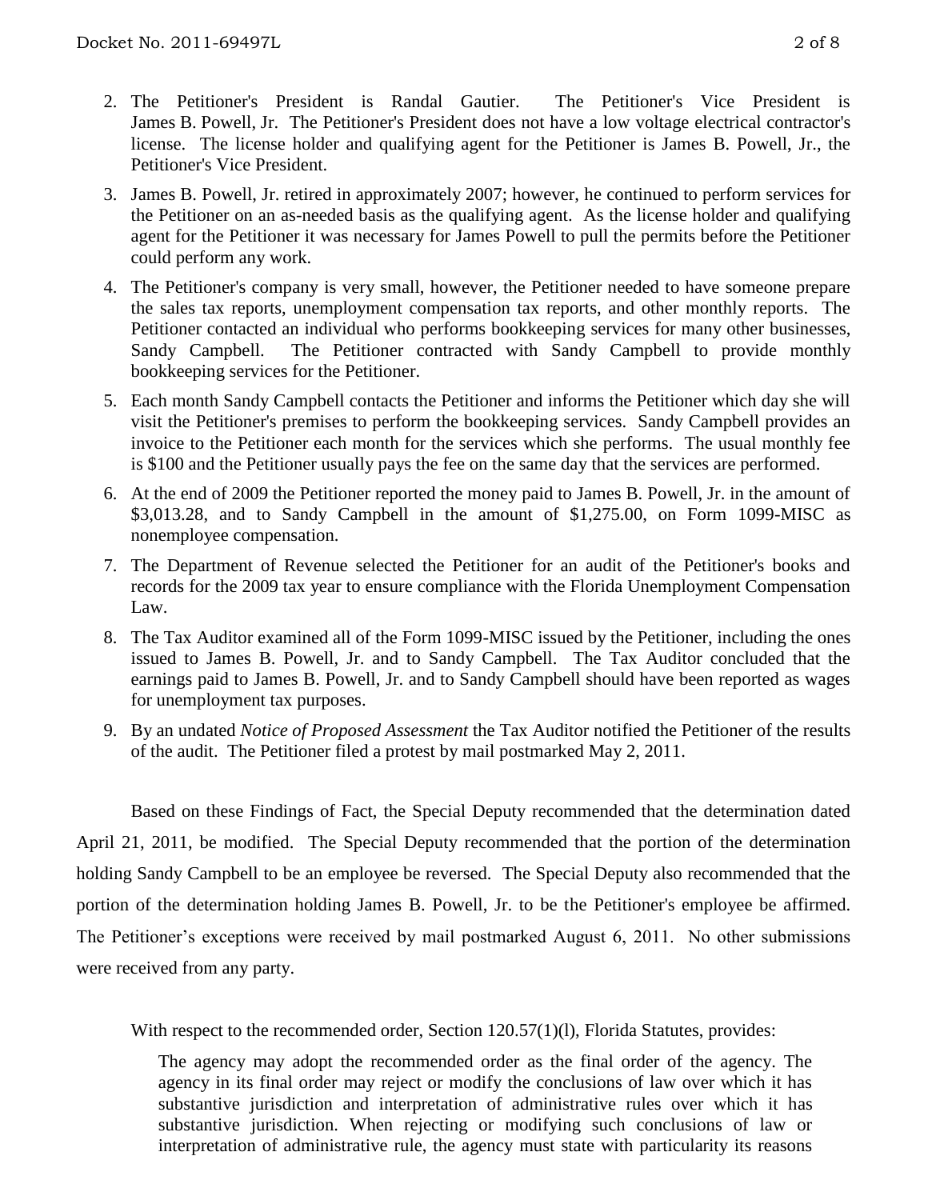2. The Petitioner's President is Randal Gautier. The Petitioner's Vice President is James B. Powell, Jr. The Petitioner's President does not have a low voltage electrical contractor's license. The license holder and qualifying agent for the Petitioner is James B. Powell, Jr., the Petitioner's Vice President.

3. James B. Powell, Jr. retired in approximately 2007; however, he continued to perform services for the Petitioner on an as-needed basis as the qualifying agent. As the license holder and qualifying agent for the Petitioner it was necessary for James Powell to pull the permits before the Petitioner could perform any work.

4. The Petitioner's company is very small, however, the Petitioner needed to have someone prepare the sales tax reports, unemployment compensation tax reports, and other monthly reports. The Petitioner contacted an individual who performs bookkeeping services for many other businesses, Sandy Campbell. The Petitioner contracted with Sandy Campbell to provide monthly bookkeeping services for the Petitioner.

5. Each month Sandy Campbell contacts the Petitioner and informs the Petitioner which day she will visit the Petitioner's premises to perform the bookkeeping services. Sandy Campbell provides an invoice to the Petitioner each month for the services which she performs. The usual monthly fee is $100 and the Petitioner usually pays the fee on the same day that the services are performed.

6. At the end of 2009 the Petitioner reported the money paid to James B. Powell, Jr. in the amount of $3,013.28, and to Sandy Campbell in the amount of $1,275.00, on Form 1099-MISC as nonemployee compensation.

7. The Department of Revenue selected the Petitioner for an audit of the Petitioner's books and records for the 2009 tax year to ensure compliance with the Florida Unemployment Compensation Law.

8. The Tax Auditor examined all of the Form 1099-MISC issued by the Petitioner, including the ones issued to James B. Powell, Jr. and to Sandy Campbell. The Tax Auditor concluded that the earnings paid to James B. Powell, Jr. and to Sandy Campbell should have been reported as wages for unemployment tax purposes.

9. By an undated *Notice of Proposed Assessment* the Tax Auditor notified the Petitioner of the results of the audit. The Petitioner filed a protest by mail postmarked May 2, 2011.

Based on these Findings of Fact, the Special Deputy recommended that the determination dated April 21, 2011, be modified. The Special Deputy recommended that the portion of the determination holding Sandy Campbell to be an employee be reversed. The Special Deputy also recommended that the portion of the determination holding James B. Powell, Jr. to be the Petitioner's employee be affirmed. The Petitioner's exceptions were received by mail postmarked August 6, 2011. No other submissions were received from any party.

With respect to the recommended order, Section 120.57(1)(l), Florida Statutes, provides:

> The agency may adopt the recommended order as the final order of the agency. The agency in its final order may reject or modify the conclusions of law over which it has substantive jurisdiction and interpretation of administrative rules over which it has substantive jurisdiction. When rejecting or modifying such conclusions of law or interpretation of administrative rule, the agency must state with particularity its reasons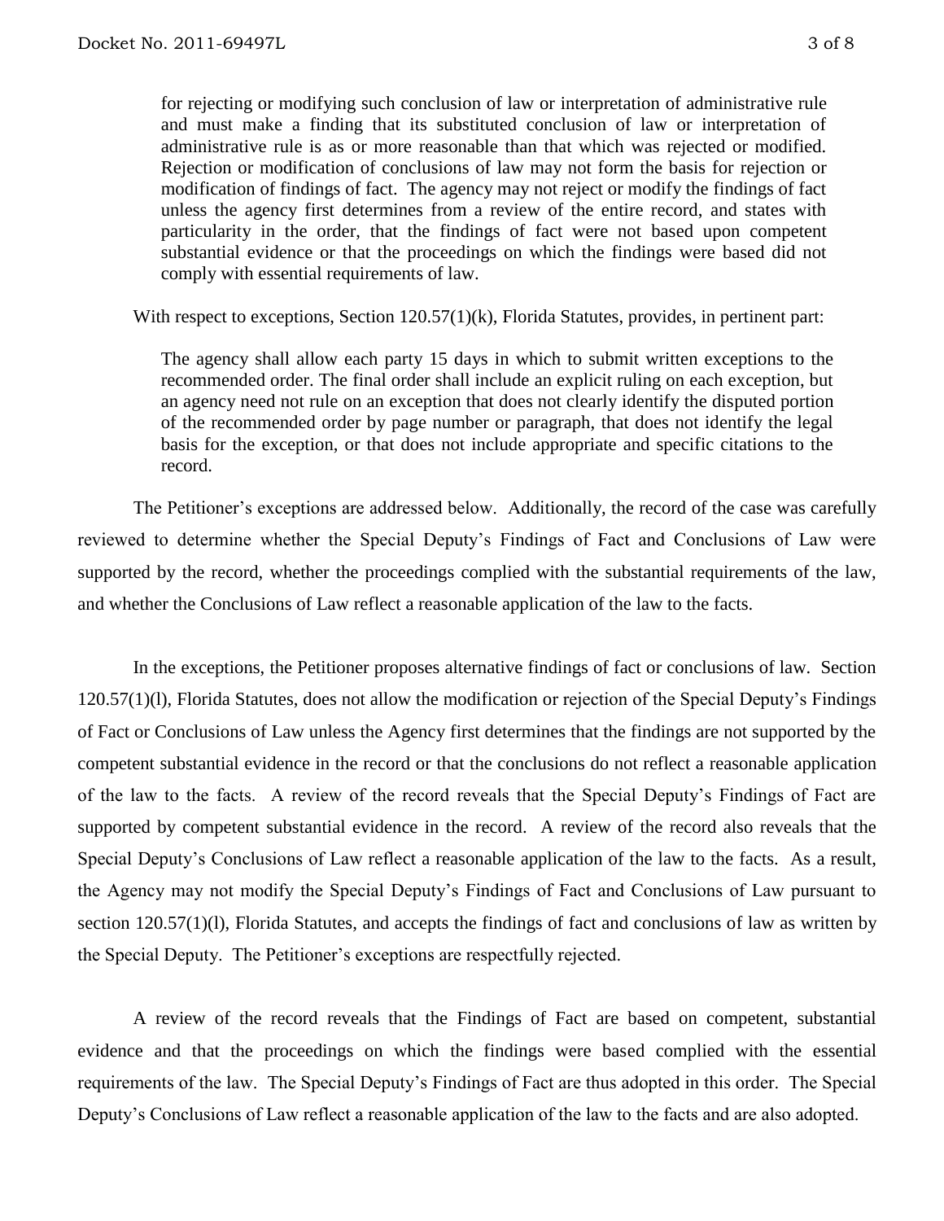> for rejecting or modifying such conclusion of law or interpretation of administrative rule and must make a finding that its substituted conclusion of law or interpretation of administrative rule is as or more reasonable than that which was rejected or modified. Rejection or modification of conclusions of law may not form the basis for rejection or modification of findings of fact. The agency may not reject or modify the findings of fact unless the agency first determines from a review of the entire record, and states with particularity in the order, that the findings of fact were not based upon competent substantial evidence or that the proceedings on which the findings were based did not comply with essential requirements of law.

With respect to exceptions, Section 120.57(1)(k), Florida Statutes, provides, in pertinent part:

> The agency shall allow each party 15 days in which to submit written exceptions to the recommended order. The final order shall include an explicit ruling on each exception, but an agency need not rule on an exception that does not clearly identify the disputed portion of the recommended order by page number or paragraph, that does not identify the legal basis for the exception, or that does not include appropriate and specific citations to the record.

The Petitioner's exceptions are addressed below. Additionally, the record of the case was carefully reviewed to determine whether the Special Deputy's Findings of Fact and Conclusions of Law were supported by the record, whether the proceedings complied with the substantial requirements of the law, and whether the Conclusions of Law reflect a reasonable application of the law to the facts.

In the exceptions, the Petitioner proposes alternative findings of fact or conclusions of law. Section 120.57(1)(l), Florida Statutes, does not allow the modification or rejection of the Special Deputy's Findings of Fact or Conclusions of Law unless the Agency first determines that the findings are not supported by the competent substantial evidence in the record or that the conclusions do not reflect a reasonable application of the law to the facts. A review of the record reveals that the Special Deputy's Findings of Fact are supported by competent substantial evidence in the record. A review of the record also reveals that the Special Deputy's Conclusions of Law reflect a reasonable application of the law to the facts. As a result, the Agency may not modify the Special Deputy's Findings of Fact and Conclusions of Law pursuant to section 120.57(1)(l), Florida Statutes, and accepts the findings of fact and conclusions of law as written by the Special Deputy. The Petitioner's exceptions are respectfully rejected.

A review of the record reveals that the Findings of Fact are based on competent, substantial evidence and that the proceedings on which the findings were based complied with the essential requirements of the law. The Special Deputy's Findings of Fact are thus adopted in this order. The Special Deputy's Conclusions of Law reflect a reasonable application of the law to the facts and are also adopted.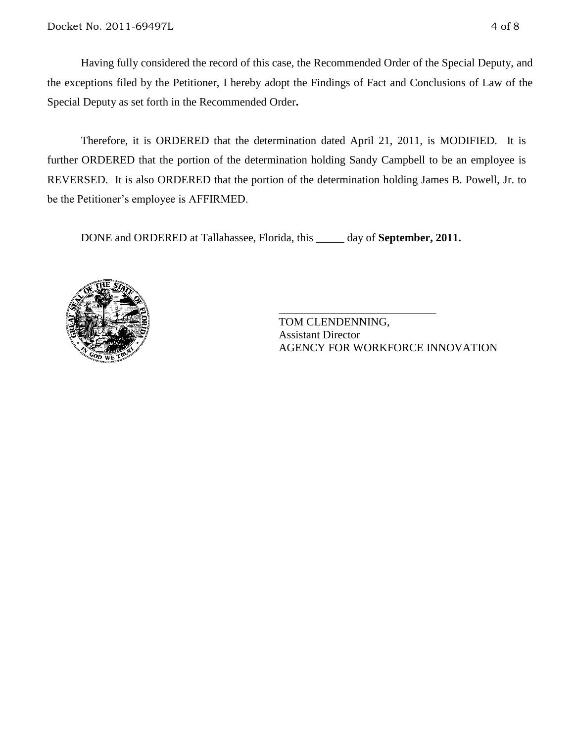Having fully considered the record of this case, the Recommended Order of the Special Deputy, and the exceptions filed by the Petitioner, I hereby adopt the Findings of Fact and Conclusions of Law of the Special Deputy as set forth in the Recommended Order**.**

Therefore, it is ORDERED that the determination dated April 21, 2011, is MODIFIED. It is further ORDERED that the portion of the determination holding Sandy Campbell to be an employee is REVERSED. It is also ORDERED that the portion of the determination holding James B. Powell, Jr. to be the Petitioner's employee is AFFIRMED.

DONE and ORDERED at Tallahassee, Florida, this _____ day of **September, 2011.**

\_\_\_\_\_\_\_\_\_\_\_\_\_\_\_\_\_\_\_\_\_\_\_\_\_\_\_\_\_\_

TOM CLENDENNING,
Assistant Director
AGENCY FOR WORKFORCE INNOVATION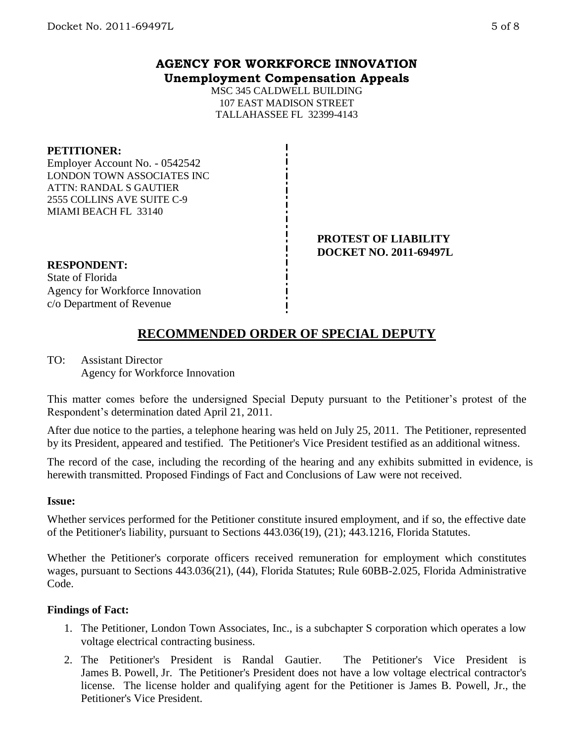## AGENCY FOR WORKFORCE INNOVATION
**Unemployment Compensation Appeals**

MSC 345 CALDWELL BUILDING
107 EAST MADISON STREET
TALLAHASSEE FL 32399-4143

**PETITIONER:**
Employer Account No. - 0542542
LONDON TOWN ASSOCIATES INC
ATTN: RANDAL S GAUTIER
2555 COLLINS AVE SUITE C-9
MIAMI BEACH FL 33140

**PROTEST OF LIABILITY**
**DOCKET NO. 2011-69497L**

**RESPONDENT:**
State of Florida
Agency for Workforce Innovation
c/o Department of Revenue

# RECOMMENDED ORDER OF SPECIAL DEPUTY

TO: Assistant Director
Agency for Workforce Innovation

This matter comes before the undersigned Special Deputy pursuant to the Petitioner's protest of the Respondent's determination dated April 21, 2011.

After due notice to the parties, a telephone hearing was held on July 25, 2011. The Petitioner, represented by its President, appeared and testified. The Petitioner's Vice President testified as an additional witness.

The record of the case, including the recording of the hearing and any exhibits submitted in evidence, is herewith transmitted. Proposed Findings of Fact and Conclusions of Law were not received.

### Issue:

Whether services performed for the Petitioner constitute insured employment, and if so, the effective date of the Petitioner's liability, pursuant to Sections 443.036(19), (21); 443.1216, Florida Statutes.

Whether the Petitioner's corporate officers received remuneration for employment which constitutes wages, pursuant to Sections 443.036(21), (44), Florida Statutes; Rule 60BB-2.025, Florida Administrative Code.

### Findings of Fact:

1. The Petitioner, London Town Associates, Inc., is a subchapter S corporation which operates a low voltage electrical contracting business.
2. The Petitioner's President is Randal Gautier. The Petitioner's Vice President is James B. Powell, Jr. The Petitioner's President does not have a low voltage electrical contractor's license. The license holder and qualifying agent for the Petitioner is James B. Powell, Jr., the Petitioner's Vice President.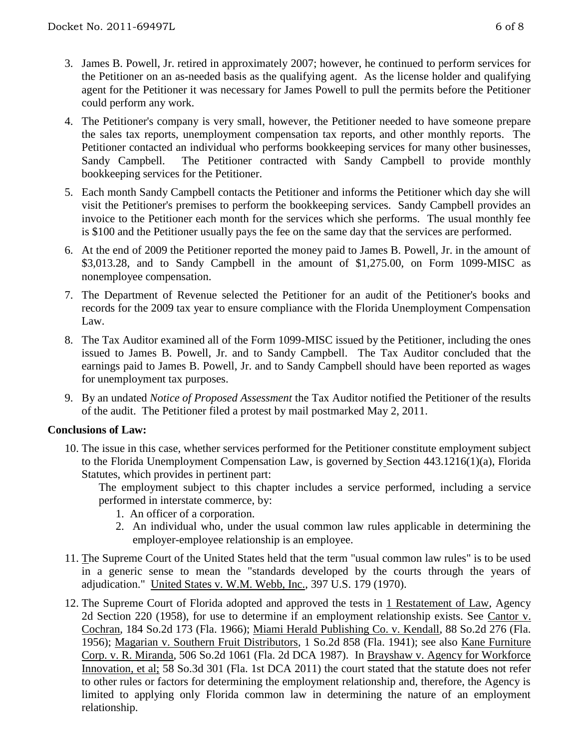3. James B. Powell, Jr. retired in approximately 2007; however, he continued to perform services for the Petitioner on an as-needed basis as the qualifying agent. As the license holder and qualifying agent for the Petitioner it was necessary for James Powell to pull the permits before the Petitioner could perform any work.

4. The Petitioner's company is very small, however, the Petitioner needed to have someone prepare the sales tax reports, unemployment compensation tax reports, and other monthly reports. The Petitioner contacted an individual who performs bookkeeping services for many other businesses, Sandy Campbell. The Petitioner contracted with Sandy Campbell to provide monthly bookkeeping services for the Petitioner.

5. Each month Sandy Campbell contacts the Petitioner and informs the Petitioner which day she will visit the Petitioner's premises to perform the bookkeeping services. Sandy Campbell provides an invoice to the Petitioner each month for the services which she performs. The usual monthly fee is $100 and the Petitioner usually pays the fee on the same day that the services are performed.

6. At the end of 2009 the Petitioner reported the money paid to James B. Powell, Jr. in the amount of $3,013.28, and to Sandy Campbell in the amount of $1,275.00, on Form 1099-MISC as nonemployee compensation.

7. The Department of Revenue selected the Petitioner for an audit of the Petitioner's books and records for the 2009 tax year to ensure compliance with the Florida Unemployment Compensation Law.

8. The Tax Auditor examined all of the Form 1099-MISC issued by the Petitioner, including the ones issued to James B. Powell, Jr. and to Sandy Campbell. The Tax Auditor concluded that the earnings paid to James B. Powell, Jr. and to Sandy Campbell should have been reported as wages for unemployment tax purposes.

9. By an undated *Notice of Proposed Assessment* the Tax Auditor notified the Petitioner of the results of the audit. The Petitioner filed a protest by mail postmarked May 2, 2011.

**Conclusions of Law:**

10. The issue in this case, whether services performed for the Petitioner constitute employment subject to the Florida Unemployment Compensation Law, is governed by Section 443.1216(1)(a), Florida Statutes, which provides in pertinent part:

    The employment subject to this chapter includes a service performed, including a service performed in interstate commerce, by:

    1. An officer of a corporation.
    2. An individual who, under the usual common law rules applicable in determining the employer-employee relationship is an employee.

11. The Supreme Court of the United States held that the term "usual common law rules" is to be used in a generic sense to mean the "standards developed by the courts through the years of adjudication." United States v. W.M. Webb, Inc., 397 U.S. 179 (1970).

12. The Supreme Court of Florida adopted and approved the tests in 1 Restatement of Law, Agency 2d Section 220 (1958), for use to determine if an employment relationship exists. See Cantor v. Cochran, 184 So.2d 173 (Fla. 1966); Miami Herald Publishing Co. v. Kendall, 88 So.2d 276 (Fla. 1956); Magarian v. Southern Fruit Distributors, 1 So.2d 858 (Fla. 1941); see also Kane Furniture Corp. v. R. Miranda, 506 So.2d 1061 (Fla. 2d DCA 1987). In Brayshaw v. Agency for Workforce Innovation, et al; 58 So.3d 301 (Fla. 1st DCA 2011) the court stated that the statute does not refer to other rules or factors for determining the employment relationship and, therefore, the Agency is limited to applying only Florida common law in determining the nature of an employment relationship.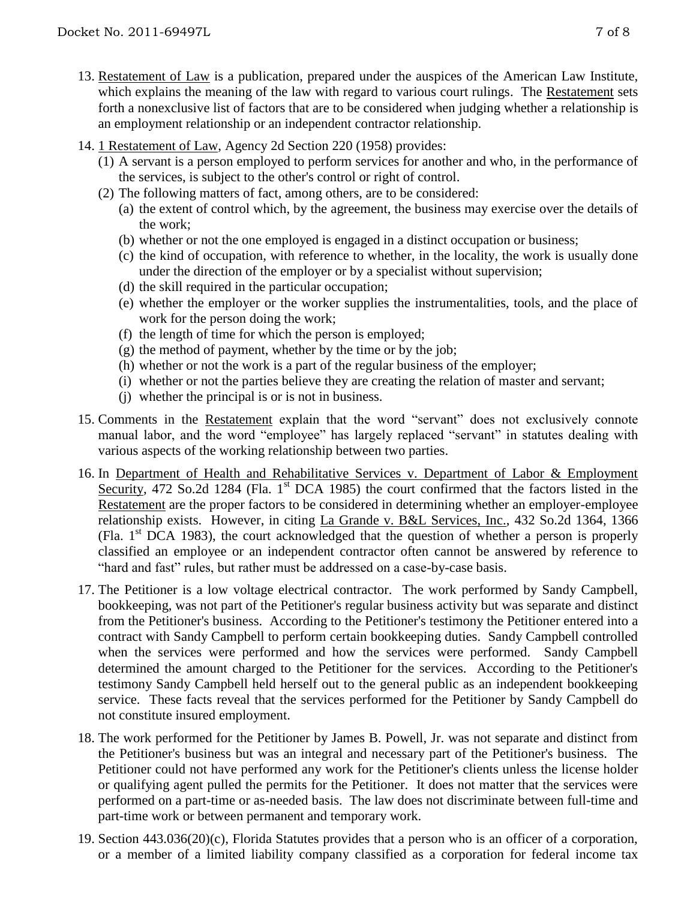13. Restatement of Law is a publication, prepared under the auspices of the American Law Institute, which explains the meaning of the law with regard to various court rulings. The Restatement sets forth a nonexclusive list of factors that are to be considered when judging whether a relationship is an employment relationship or an independent contractor relationship.

14. 1 Restatement of Law, Agency 2d Section 220 (1958) provides:
    (1) A servant is a person employed to perform services for another and who, in the performance of the services, is subject to the other's control or right of control.
    (2) The following matters of fact, among others, are to be considered:
        (a) the extent of control which, by the agreement, the business may exercise over the details of the work;
        (b) whether or not the one employed is engaged in a distinct occupation or business;
        (c) the kind of occupation, with reference to whether, in the locality, the work is usually done under the direction of the employer or by a specialist without supervision;
        (d) the skill required in the particular occupation;
        (e) whether the employer or the worker supplies the instrumentalities, tools, and the place of work for the person doing the work;
        (f) the length of time for which the person is employed;
        (g) the method of payment, whether by the time or by the job;
        (h) whether or not the work is a part of the regular business of the employer;
        (i) whether or not the parties believe they are creating the relation of master and servant;
        (j) whether the principal is or is not in business.

15. Comments in the Restatement explain that the word "servant" does not exclusively connote manual labor, and the word "employee" has largely replaced "servant" in statutes dealing with various aspects of the working relationship between two parties.

16. In Department of Health and Rehabilitative Services v. Department of Labor & Employment Security, 472 So.2d 1284 (Fla. 1st DCA 1985) the court confirmed that the factors listed in the Restatement are the proper factors to be considered in determining whether an employer-employee relationship exists. However, in citing La Grande v. B&L Services, Inc., 432 So.2d 1364, 1366 (Fla. 1st DCA 1983), the court acknowledged that the question of whether a person is properly classified an employee or an independent contractor often cannot be answered by reference to "hard and fast" rules, but rather must be addressed on a case-by-case basis.

17. The Petitioner is a low voltage electrical contractor. The work performed by Sandy Campbell, bookkeeping, was not part of the Petitioner's regular business activity but was separate and distinct from the Petitioner's business. According to the Petitioner's testimony the Petitioner entered into a contract with Sandy Campbell to perform certain bookkeeping duties. Sandy Campbell controlled when the services were performed and how the services were performed. Sandy Campbell determined the amount charged to the Petitioner for the services. According to the Petitioner's testimony Sandy Campbell held herself out to the general public as an independent bookkeeping service. These facts reveal that the services performed for the Petitioner by Sandy Campbell do not constitute insured employment.

18. The work performed for the Petitioner by James B. Powell, Jr. was not separate and distinct from the Petitioner's business but was an integral and necessary part of the Petitioner's business. The Petitioner could not have performed any work for the Petitioner's clients unless the license holder or qualifying agent pulled the permits for the Petitioner. It does not matter that the services were performed on a part-time or as-needed basis. The law does not discriminate between full-time and part-time work or between permanent and temporary work.

19. Section 443.036(20)(c), Florida Statutes provides that a person who is an officer of a corporation, or a member of a limited liability company classified as a corporation for federal income tax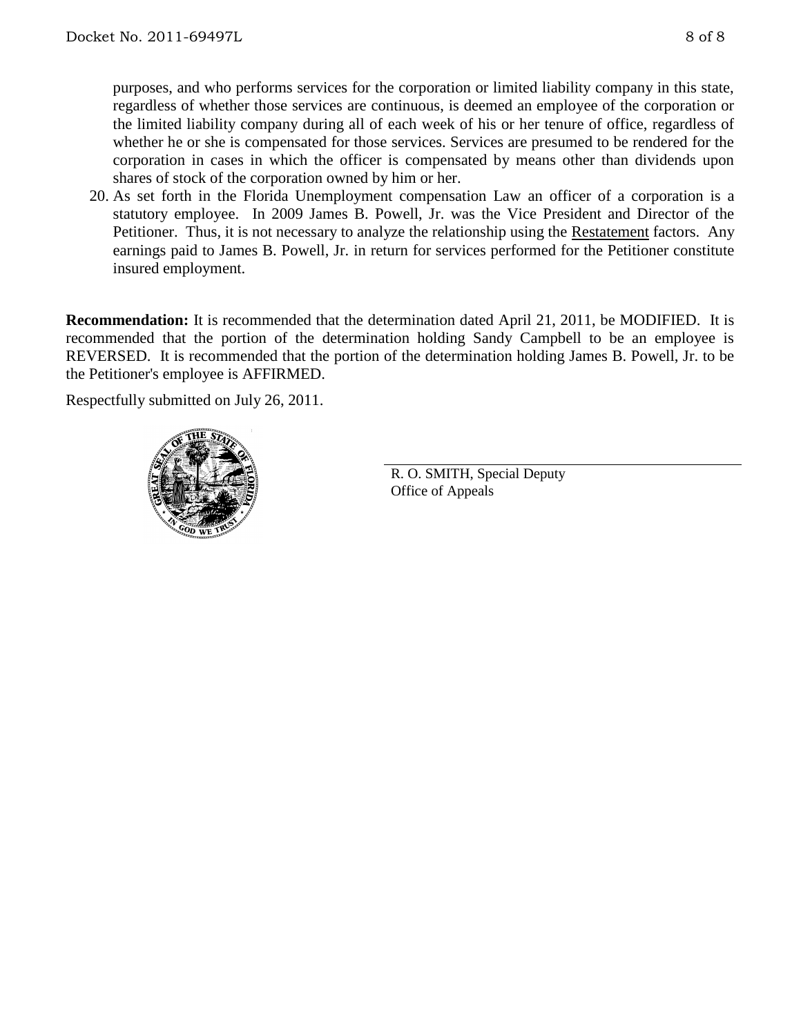purposes, and who performs services for the corporation or limited liability company in this state, regardless of whether those services are continuous, is deemed an employee of the corporation or the limited liability company during all of each week of his or her tenure of office, regardless of whether he or she is compensated for those services. Services are presumed to be rendered for the corporation in cases in which the officer is compensated by means other than dividends upon shares of stock of the corporation owned by him or her.

20. As set forth in the Florida Unemployment compensation Law an officer of a corporation is a statutory employee. In 2009 James B. Powell, Jr. was the Vice President and Director of the Petitioner. Thus, it is not necessary to analyze the relationship using the Restatement factors. Any earnings paid to James B. Powell, Jr. in return for services performed for the Petitioner constitute insured employment.

**Recommendation:** It is recommended that the determination dated April 21, 2011, be MODIFIED. It is recommended that the portion of the determination holding Sandy Campbell to be an employee is REVERSED. It is recommended that the portion of the determination holding James B. Powell, Jr. to be the Petitioner's employee is AFFIRMED.

Respectfully submitted on July 26, 2011.

R. O. SMITH, Special Deputy
Office of Appeals